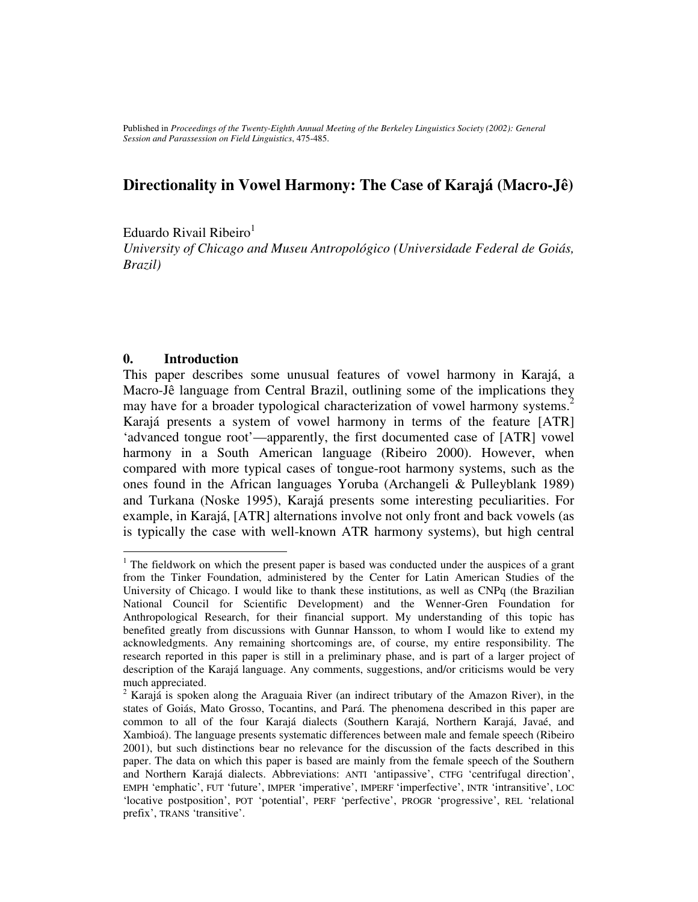Published in *Proceedings of the Twenty-Eighth Annual Meeting of the Berkeley Linguistics Society (2002): General Session and Parassession on Field Linguistics*, 475-485.

# Directionality in Vowel Harmony: The Case of Karajá (Macro-Jê)

Eduardo Rivail Ribeiro[1]

*University of Chicago and Museu Antropológico (Universidade Federal de Goiás, Brazil)*

## 0. Introduction

This paper describes some unusual features of vowel harmony in Karajá, a Macro-Jê language from Central Brazil, outlining some of the implications they may have for a broader typological characterization of vowel harmony systems.[2] Karajá presents a system of vowel harmony in terms of the feature [ATR] 'advanced tongue root'—apparently, the first documented case of [ATR] vowel harmony in a South American language (Ribeiro 2000). However, when compared with more typical cases of tongue-root harmony systems, such as the ones found in the African languages Yoruba (Archangeli & Pulleyblank 1989) and Turkana (Noske 1995), Karajá presents some interesting peculiarities. For example, in Karajá, [ATR] alternations involve not only front and back vowels (as is typically the case with well-known ATR harmony systems), but high central

---

[1] The fieldwork on which the present paper is based was conducted under the auspices of a grant from the Tinker Foundation, administered by the Center for Latin American Studies of the University of Chicago. I would like to thank these institutions, as well as CNPq (the Brazilian National Council for Scientific Development) and the Wenner-Gren Foundation for Anthropological Research, for their financial support. My understanding of this topic has benefited greatly from discussions with Gunnar Hansson, to whom I would like to extend my acknowledgments. Any remaining shortcomings are, of course, my entire responsibility. The research reported in this paper is still in a preliminary phase, and is part of a larger project of description of the Karajá language. Any comments, suggestions, and/or criticisms would be very much appreciated.

[2] Karajá is spoken along the Araguaia River (an indirect tributary of the Amazon River), in the states of Goiás, Mato Grosso, Tocantins, and Pará. The phenomena described in this paper are common to all of the four Karajá dialects (Southern Karajá, Northern Karajá, Javaé, and Xambioá). The language presents systematic differences between male and female speech (Ribeiro 2001), but such distinctions bear no relevance for the discussion of the facts described in this paper. The data on which this paper is based are mainly from the female speech of the Southern and Northern Karajá dialects. Abbreviations: ANTI 'antipassive', CTFG 'centrifugal direction', EMPH 'emphatic', FUT 'future', IMPER 'imperative', IMPERF 'imperfective', INTR 'intransitive', LOC 'locative postposition', POT 'potential', PERF 'perfective', PROGR 'progressive', REL 'relational prefix', TRANS 'transitive'.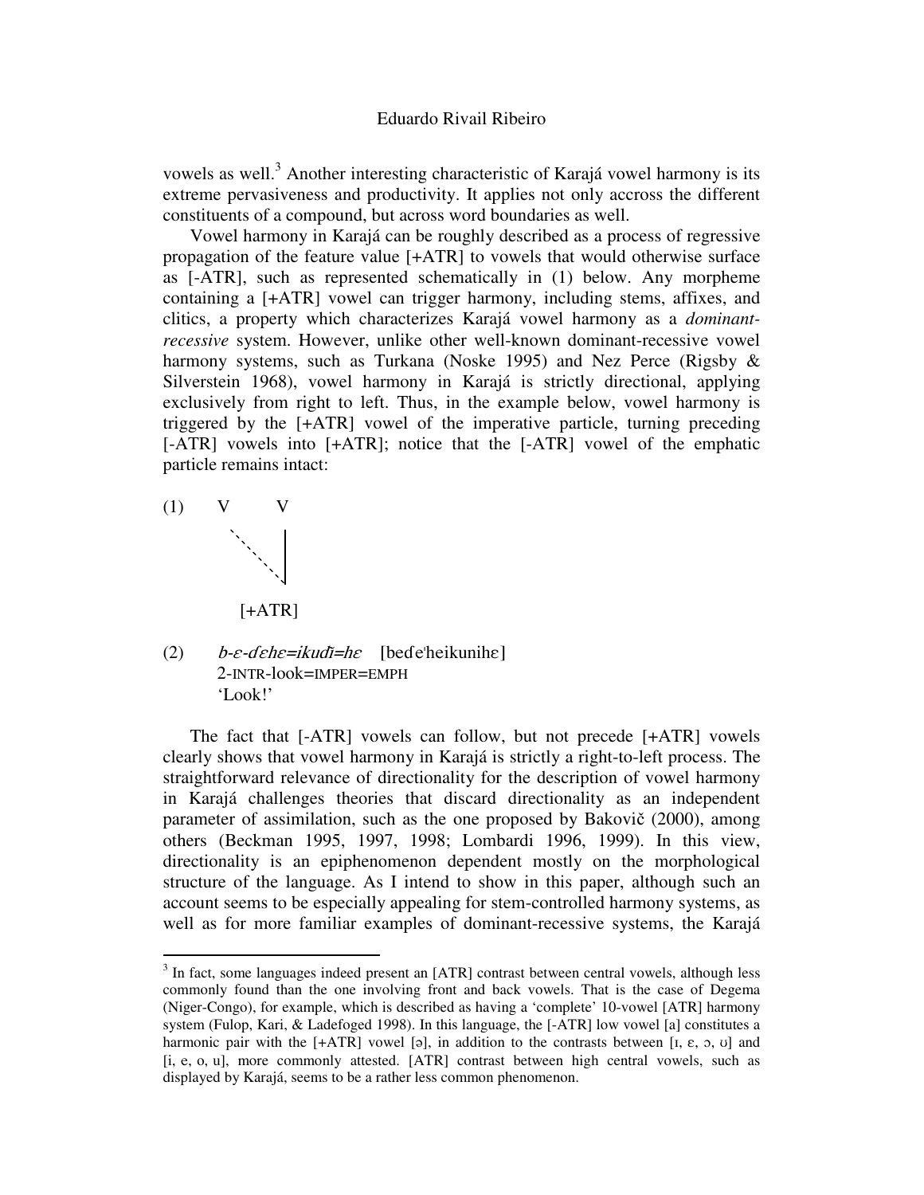vowels as well.[3] Another interesting characteristic of Karajá vowel harmony is its extreme pervasiveness and productivity. It applies not only accross the different constituents of a compound, but across word boundaries as well.

Vowel harmony in Karajá can be roughly described as a process of regressive propagation of the feature value [+ATR] to vowels that would otherwise surface as [-ATR], such as represented schematically in (1) below. Any morpheme containing a [+ATR] vowel can trigger harmony, including stems, affixes, and clitics, a property which characterizes Karajá vowel harmony as a *dominant-recessive* system. However, unlike other well-known dominant-recessive vowel harmony systems, such as Turkana (Noske 1995) and Nez Perce (Rigsby & Silverstein 1968), vowel harmony in Karajá is strictly directional, applying exclusively from right to left. Thus, in the example below, vowel harmony is triggered by the [+ATR] vowel of the imperative particle, turning preceding [-ATR] vowels into [+ATR]; notice that the [-ATR] vowel of the emphatic particle remains intact:

```
(1)    V       V
        ` .    |
           ` . |
              `|
        [+ATR]
```

(2) *b-ɛ-ɗɛhɛ=ikudɨ=hɛ* [beɗeˈheikunihɛ]
2-INTR-look=IMPER=EMPH
'Look!'

The fact that [-ATR] vowels can follow, but not precede [+ATR] vowels clearly shows that vowel harmony in Karajá is strictly a right-to-left process. The straightforward relevance of directionality for the description of vowel harmony in Karajá challenges theories that discard directionality as an independent parameter of assimilation, such as the one proposed by Bakovič (2000), among others (Beckman 1995, 1997, 1998; Lombardi 1996, 1999). In this view, directionality is an epiphenomenon dependent mostly on the morphological structure of the language. As I intend to show in this paper, although such an account seems to be especially appealing for stem-controlled harmony systems, as well as for more familiar examples of dominant-recessive systems, the Karajá

[3] In fact, some languages indeed present an [ATR] contrast between central vowels, although less commonly found than the one involving front and back vowels. That is the case of Degema (Niger-Congo), for example, which is described as having a 'complete' 10-vowel [ATR] harmony system (Fulop, Kari, & Ladefoged 1998). In this language, the [-ATR] low vowel [a] constitutes a harmonic pair with the [+ATR] vowel [ə], in addition to the contrasts between [ɪ, ɛ, ɔ, ʊ] and [i, e, o, u], more commonly attested. [ATR] contrast between high central vowels, such as displayed by Karajá, seems to be a rather less common phenomenon.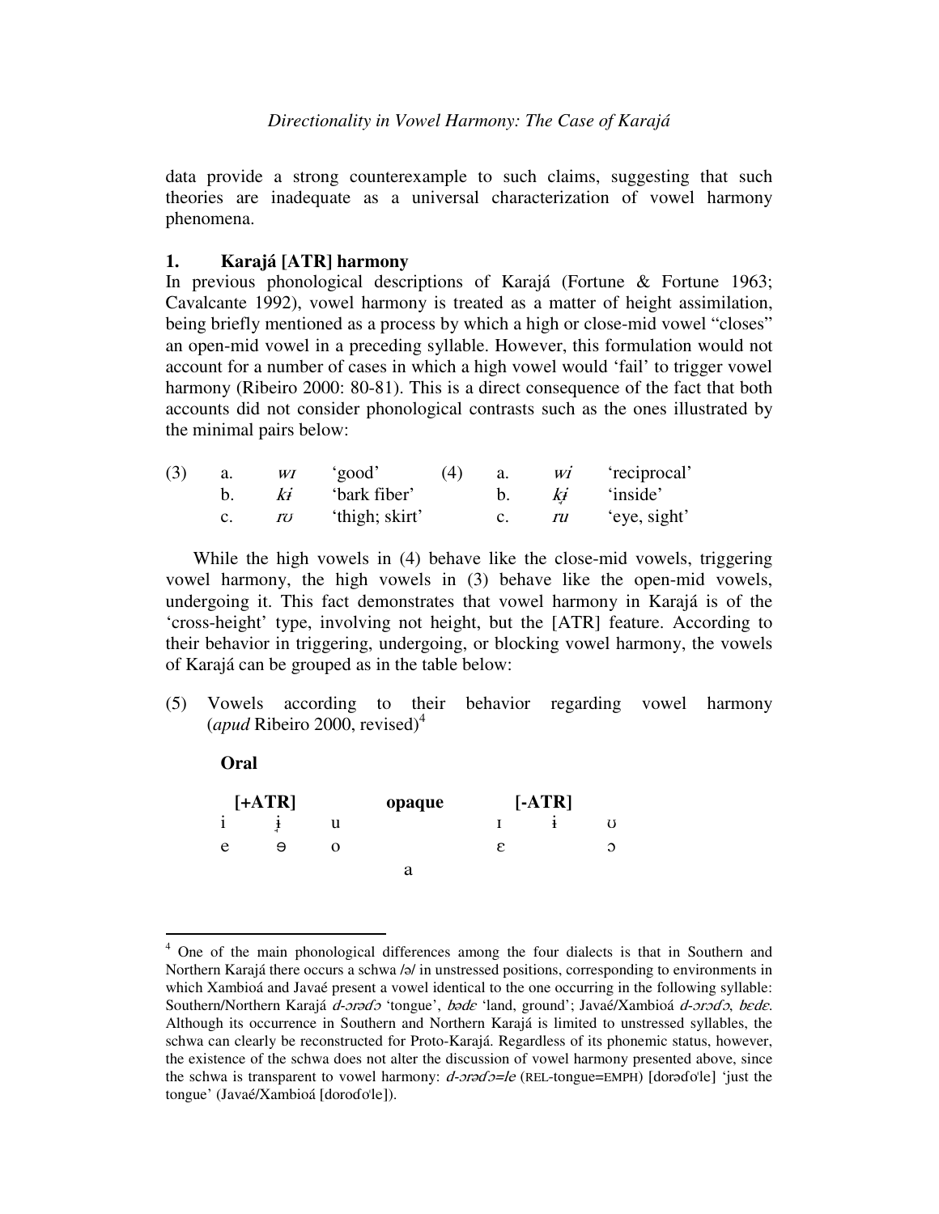data provide a strong counterexample to such claims, suggesting that such theories are inadequate as a universal characterization of vowel harmony phenomena.

## 1. Karajá [ATR] harmony

In previous phonological descriptions of Karajá (Fortune & Fortune 1963; Cavalcante 1992), vowel harmony is treated as a matter of height assimilation, being briefly mentioned as a process by which a high or close-mid vowel "closes" an open-mid vowel in a preceding syllable. However, this formulation would not account for a number of cases in which a high vowel would 'fail' to trigger vowel harmony (Ribeiro 2000: 80-81). This is a direct consequence of the fact that both accounts did not consider phonological contrasts such as the ones illustrated by the minimal pairs below:

| (3) | | | | (4) | | | |
|---|---|---|---|---|---|---|---|
| | a. | *wɪ* | 'good' | | a. | *wi* | 'reciprocal' |
| | b. | *kɨ* | 'bark fiber' | | b. | *kɨ̘* | 'inside' |
| | c. | *rʊ* | 'thigh; skirt' | | c. | *ru* | 'eye, sight' |

While the high vowels in (4) behave like the close-mid vowels, triggering vowel harmony, the high vowels in (3) behave like the open-mid vowels, undergoing it. This fact demonstrates that vowel harmony in Karajá is of the 'cross-height' type, involving not height, but the [ATR] feature. According to their behavior in triggering, undergoing, or blocking vowel harmony, the vowels of Karajá can be grouped as in the table below:

(5) Vowels according to their behavior regarding vowel harmony (*apud* Ribeiro 2000, revised)[4]

**Oral**

| [+ATR] | | | opaque | [-ATR] | | |
|---|---|---|---|---|---|---|
| i | ɨ̘ | u | | ɪ | ɨ | ʊ |
| e | ɘ | o | | ɛ | | ɔ |
| | | | a | | | |

---

[4] One of the main phonological differences among the four dialects is that in Southern and Northern Karajá there occurs a schwa /ə/ in unstressed positions, corresponding to environments in which Xambioá and Javaé present a vowel identical to the one occurring in the following syllable: Southern/Northern Karajá *d-ɔrəɗɔ* 'tongue', *bədɛ* 'land, ground'; Javaé/Xambioá *d-ɔrɔɗɔ*, *bɛdɛ*. Although its occurrence in Southern and Northern Karajá is limited to unstressed syllables, the schwa can clearly be reconstructed for Proto-Karajá. Regardless of its phonemic status, however, the existence of the schwa does not alter the discussion of vowel harmony presented above, since the schwa is transparent to vowel harmony: *d-ɔrəɗɔ=le* (REL-tongue=EMPH) [dorəɗoˈle] 'just the tongue' (Javaé/Xambioá [doroɗoˈle]).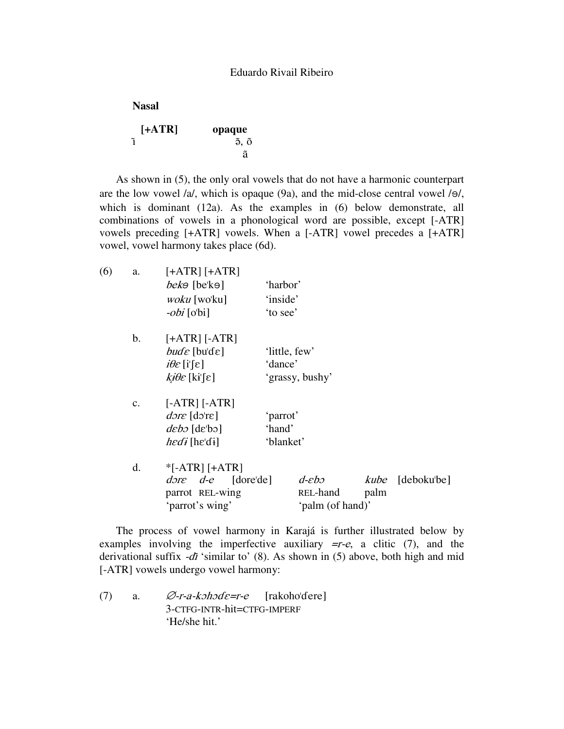**Nasal**

| [+ATR] | opaque |
|---|---|
| ĩ | ə̃, õ |
| | ã |

As shown in (5), the only oral vowels that do not have a harmonic counterpart are the low vowel /a/, which is opaque (9a), and the mid-close central vowel /ɵ/, which is dominant (12a). As the examples in (6) below demonstrate, all combinations of vowels in a phonological word are possible, except [-ATR] vowels preceding [+ATR] vowels. When a [-ATR] vowel precedes a [+ATR] vowel, vowel harmony takes place (6d).

(6) a. [+ATR] [+ATR]

*bekɵ* [beˈkɵ] 'harbor'
*woku* [woˈku] 'inside'
*-obi* [oˈbi] 'to see'

b. [+ATR] [-ATR]

*buɗɛ* [buˈɗɛ] 'little, few'
*iθɛ* [iˈʃɛ] 'dance'
*kɨθɛ* [kɨˈʃɛ] 'grassy, bushy'

c. [-ATR] [-ATR]

*dɔrɛ* [dɔˈrɛ] 'parrot'
*dɛbɔ* [dɛˈbɔ] 'hand'
*hɛɗɨ* [hɛˈɗɨ] 'blanket'

d. *[-ATR] [+ATR]

*dɔrɛ d-e* [doreˈde] *d-ɛbɔ kube* [debokuˈbe]
parrot REL-wing REL-hand palm
'parrot's wing' 'palm (of hand)'

The process of vowel harmony in Karajá is further illustrated below by examples involving the imperfective auxiliary *=r-e*, a clitic (7), and the derivational suffix *-ɗĩ* 'similar to' (8). As shown in (5) above, both high and mid [-ATR] vowels undergo vowel harmony:

(7) a. *∅-r-a-kɔhɔɗɛ=r-e* [rakohoˈɗere]
3-CTFG-INTR-hit=CTFG-IMPERF
'He/she hit.'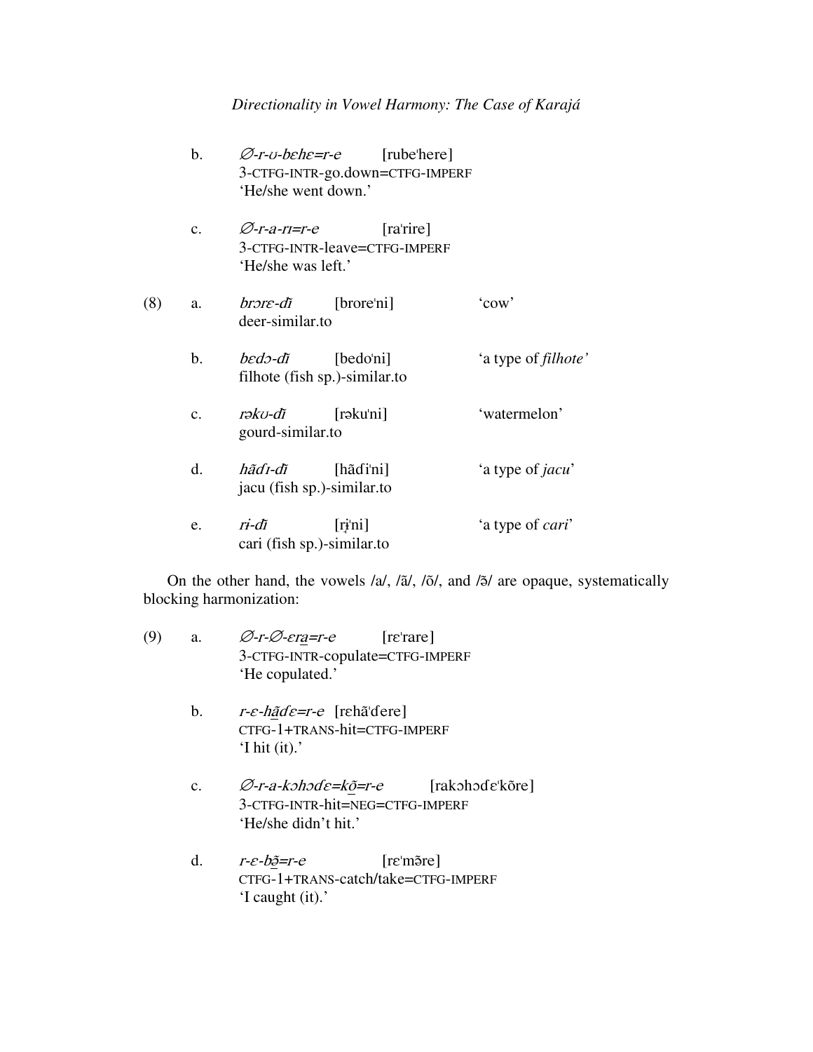b. *∅-r-ʊ-bɛhɛ=r-e* [rubeˈhere]
3-CTFG-INTR-go.down=CTFG-IMPERF
'He/she went down.'

c. *∅-r-a-rɪ=r-e* [raˈrire]
3-CTFG-INTR-leave=CTFG-IMPERF
'He/she was left.'

(8) a. *brɔrɛ-ɗĩ* [broreˈni] 'cow'
deer-similar.to

b. *bɛdɔ-ɗĩ* [bedoˈni] 'a type of *filhote'*
filhote (fish sp.)-similar.to

c. *rəkʊ-ɗĩ* [rəkuˈni] 'watermelon'
gourd-similar.to

d. *hãɗɪ-ɗĩ* [hãɗiˈni] 'a type of *jacu*'
jacu (fish sp.)-similar.to

e. *rɨ-ɗĩ* [rɨ̞ˈni] 'a type of *cari*'
cari (fish sp.)-similar.to

On the other hand, the vowels /a/, /ã/, /õ/, and /ə̃/ are opaque, systematically blocking harmonization:

(9) a. *∅-r-∅-ɛra̲=r-e* [rɛˈrare]
3-CTFG-INTR-copulate=CTFG-IMPERF
'He copulated.'

b. *r-ɛ-hã̲ɗɛ=r-e* [rɛhãˈɗere]
CTFG-1+TRANS-hit=CTFG-IMPERF
'I hit (it).'

c. *∅-r-a-kɔhɔɗɛ=kõ̲=r-e* [rakɔhɔɗɛˈkõre]
3-CTFG-INTR-hit=NEG=CTFG-IMPERF
'He/she didn't hit.'

d. *r-ɛ-bə̲̃=r-e* [rɛˈmə̃re]
CTFG-1+TRANS-catch/take=CTFG-IMPERF
'I caught (it).'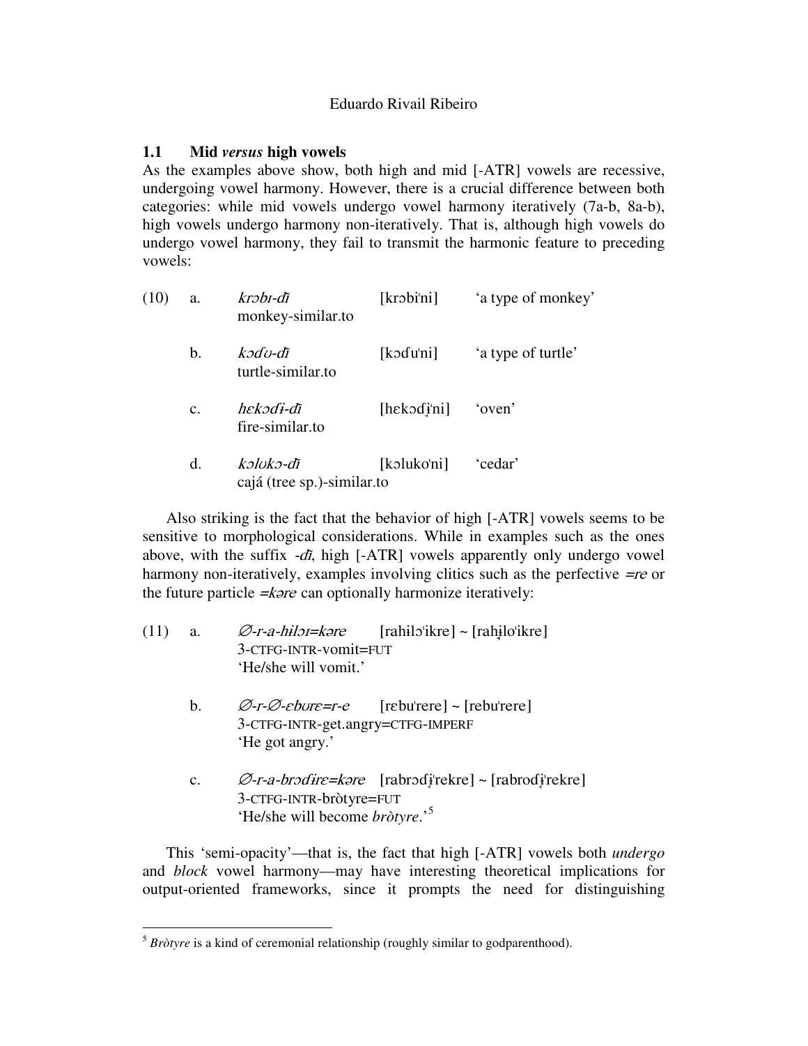### 1.1 Mid *versus* high vowels

As the examples above show, both high and mid [-ATR] vowels are recessive, undergoing vowel harmony. However, there is a crucial difference between both categories: while mid vowels undergo vowel harmony iteratively (7a-b, 8a-b), high vowels undergo harmony non-iteratively. That is, although high vowels do undergo vowel harmony, they fail to transmit the harmonic feature to preceding vowels:

(10) a. *krɔbɪ-dĩ* [krɔbiˈni] 'a type of monkey'
monkey-similar.to

b. *kɔɗʊ-dĩ* [kɔɗuˈni] 'a type of turtle'
turtle-similar.to

c. *hɛkɔɗɨ-dĩ* [hɛkɔɗɨ̞ˈni] 'oven'
fire-similar.to

d. *kɔlʊkɔ-dĩ* [kɔlukoˈni] 'cedar'
cajá (tree sp.)-similar.to

Also striking is the fact that the behavior of high [-ATR] vowels seems to be sensitive to morphological considerations. While in examples such as the ones above, with the suffix *-dĩ*, high [-ATR] vowels apparently only undergo vowel harmony non-iteratively, examples involving clitics such as the perfective *=re* or the future particle *=kəre* can optionally harmonize iteratively:

(11) a. *∅-r-a-hɨlɔɪ=kəre* [rahɨlɔˈikre] ~ [rahɨ̞loˈikre]
3-CTFG-INTR-vomit=FUT
'He/she will vomit.'

b. *∅-r-∅-ɛbʊrɛ=r-e* [rɛbuˈrere] ~ [rebuˈrere]
3-CTFG-INTR-get.angry=CTFG-IMPERF
'He got angry.'

c. *∅-r-a-brɔɗirɛ=kəre* [rabrɔɗɨ̞ˈrekre] ~ [rabroɗɨ̞ˈrekre]
3-CTFG-INTR-bròtyre=FUT
'He/she will become *bròtyre*.'[5]

This 'semi-opacity'—that is, the fact that high [-ATR] vowels both *undergo* and *block* vowel harmony—may have interesting theoretical implications for output-oriented frameworks, since it prompts the need for distinguishing

---

[5] *Bròtyre* is a kind of ceremonial relationship (roughly similar to godparenthood).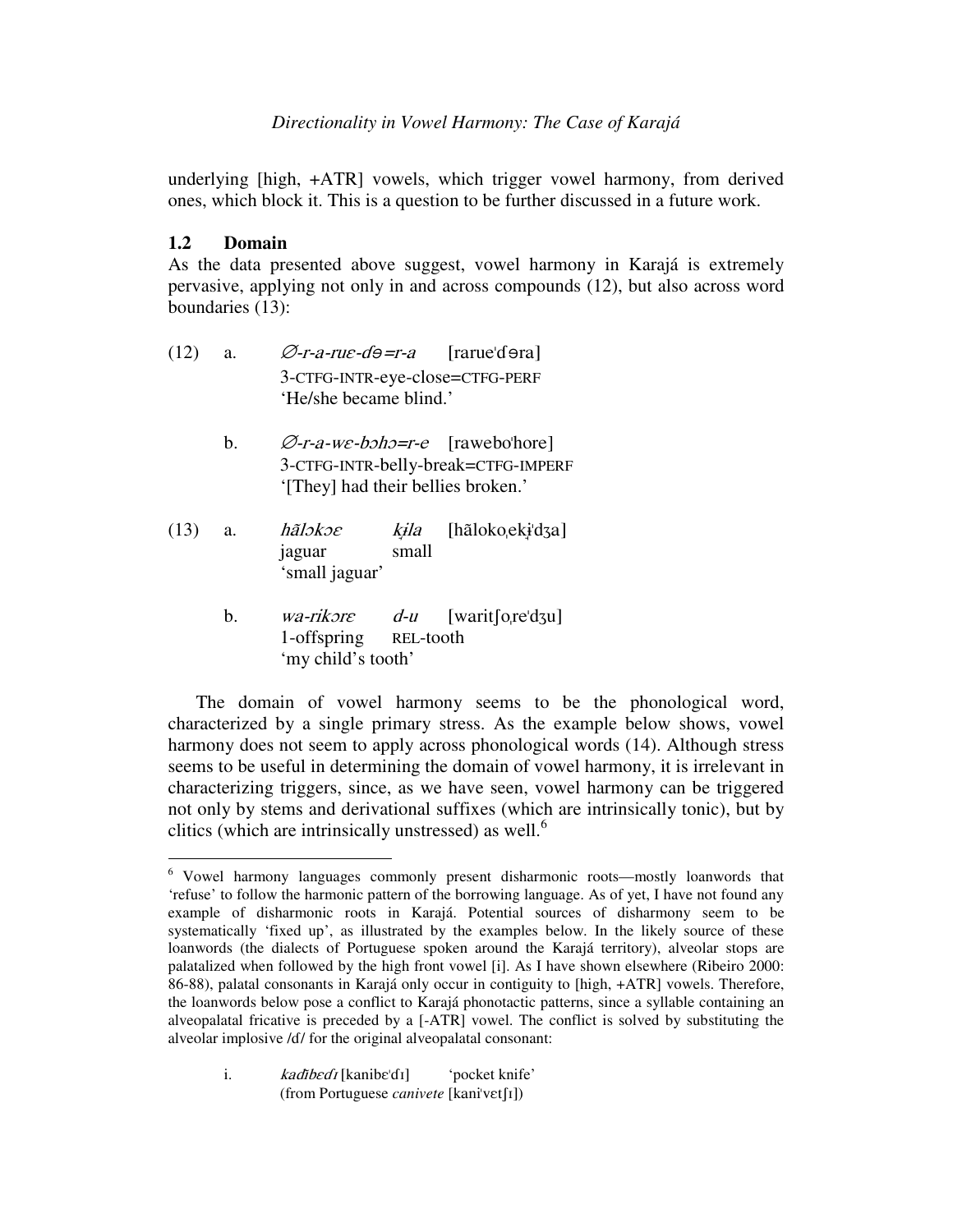underlying [high, +ATR] vowels, which trigger vowel harmony, from derived ones, which block it. This is a question to be further discussed in a future work.

### 1.2 Domain

As the data presented above suggest, vowel harmony in Karajá is extremely pervasive, applying not only in and across compounds (12), but also across word boundaries (13):

(12) a. *∅-r-a-ruɛ-ɗə=r-a* [rarueˈɗəra]
3-CTFG-INTR-eye-close=CTFG-PERF
'He/she became blind.'

b. *∅-r-a-wɛ-bɔhɔ=r-e* [raweboˈhore]
3-CTFG-INTR-belly-break=CTFG-IMPERF
'[They] had their bellies broken.'

(13) a. *hãlɔkɔɛ kɨ̞la* [hãlokoˌekɨ̞ˈdʒa]
jaguar small
'small jaguar'

b. *wa-rikɔrɛ d-u* [waritʃoˌreˈdʒu]
1-offspring REL-tooth
'my child's tooth'

The domain of vowel harmony seems to be the phonological word, characterized by a single primary stress. As the example below shows, vowel harmony does not seem to apply across phonological words (14). Although stress seems to be useful in determining the domain of vowel harmony, it is irrelevant in characterizing triggers, since, as we have seen, vowel harmony can be triggered not only by stems and derivational suffixes (which are intrinsically tonic), but by clitics (which are intrinsically unstressed) as well.[6]

---

[6] Vowel harmony languages commonly present disharmonic roots—mostly loanwords that 'refuse' to follow the harmonic pattern of the borrowing language. As of yet, I have not found any example of disharmonic roots in Karajá. Potential sources of disharmony seem to be systematically 'fixed up', as illustrated by the examples below. In the likely source of these loanwords (the dialects of Portuguese spoken around the Karajá territory), alveolar stops are palatalized when followed by the high front vowel [i]. As I have shown elsewhere (Ribeiro 2000: 86-88), palatal consonants in Karajá only occur in contiguity to [high, +ATR] vowels. Therefore, the loanwords below pose a conflict to Karajá phonotactic patterns, since a syllable containing an alveopalatal fricative is preceded by a [-ATR] vowel. The conflict is solved by substituting the alveolar implosive /ɗ/ for the original alveopalatal consonant:

i. *kaɗibɛɗɪ* [kanibeˈɗɪ] 'pocket knife'
(from Portuguese *canivete* [kaniˈvɛtʃɪ])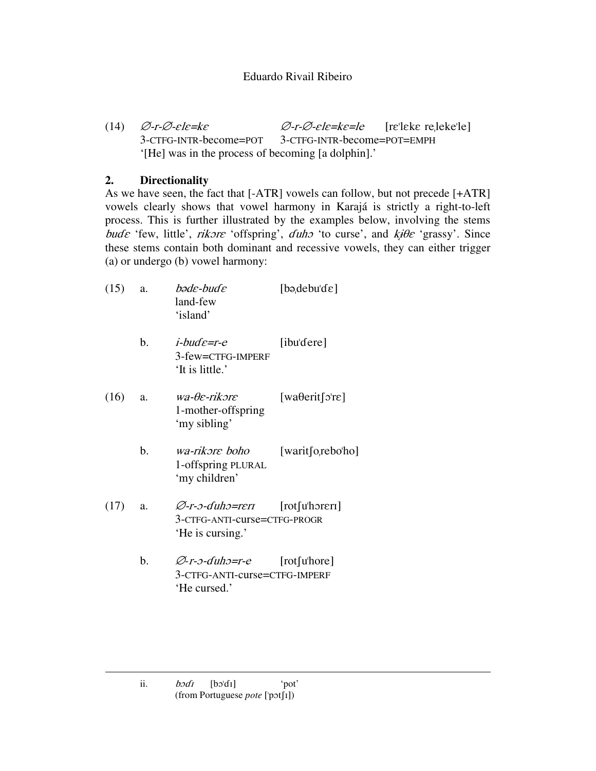(14) *∅-r-∅-ɛlɛ=kɛ* *∅-r-∅-ɛlɛ=kɛ=le* [rɛˈlɛkɛ reˌlekeˈle]
3-CTFG-INTR-become=POT 3-CTFG-INTR-become=POT=EMPH
'[He] was in the process of becoming [a dolphin].'

## 2. Directionality

As we have seen, the fact that [-ATR] vowels can follow, but not precede [+ATR] vowels clearly shows that vowel harmony in Karajá is strictly a right-to-left process. This is further illustrated by the examples below, involving the stems *buɗɛ* 'few, little', *rikɔrɛ* 'offspring', *ɗuhɔ* 'to curse', and *kɨθɛ* 'grassy'. Since these stems contain both dominant and recessive vowels, they can either trigger (a) or undergo (b) vowel harmony:

(15) a. *bədɛ-buɗɛ* [bəˌdebuˈɗɛ]
land-few
'island'

b. *i-buɗɛ=r-e* [ibuˈɗere]
3-few=CTFG-IMPERF
'It is little.'

(16) a. *wa-θɛ-rikɔrɛ* [waθeritʃɔˈrɛ]
1-mother-offspring
'my sibling'

b. *wa-rikɔrɛ boho* [waritʃoˌreboˈho]
1-offspring PLURAL
'my children'

(17) a. *∅-r-ɔ-ɗuhɔ=rɛrɪ* [rotʃuˈhɔrɛrɪ]
3-CTFG-ANTI-curse=CTFG-PROGR
'He is cursing.'

b. *∅-r-ɔ-ɗuhɔ=r-e* [rotʃuˈhore]
3-CTFG-ANTI-curse=CTFG-IMPERF
'He cursed.'

---

ii. *bɔɗɪ* [bɔˈɗɪ] 'pot'
(from Portuguese *pote* [ˈpɔtʃɪ])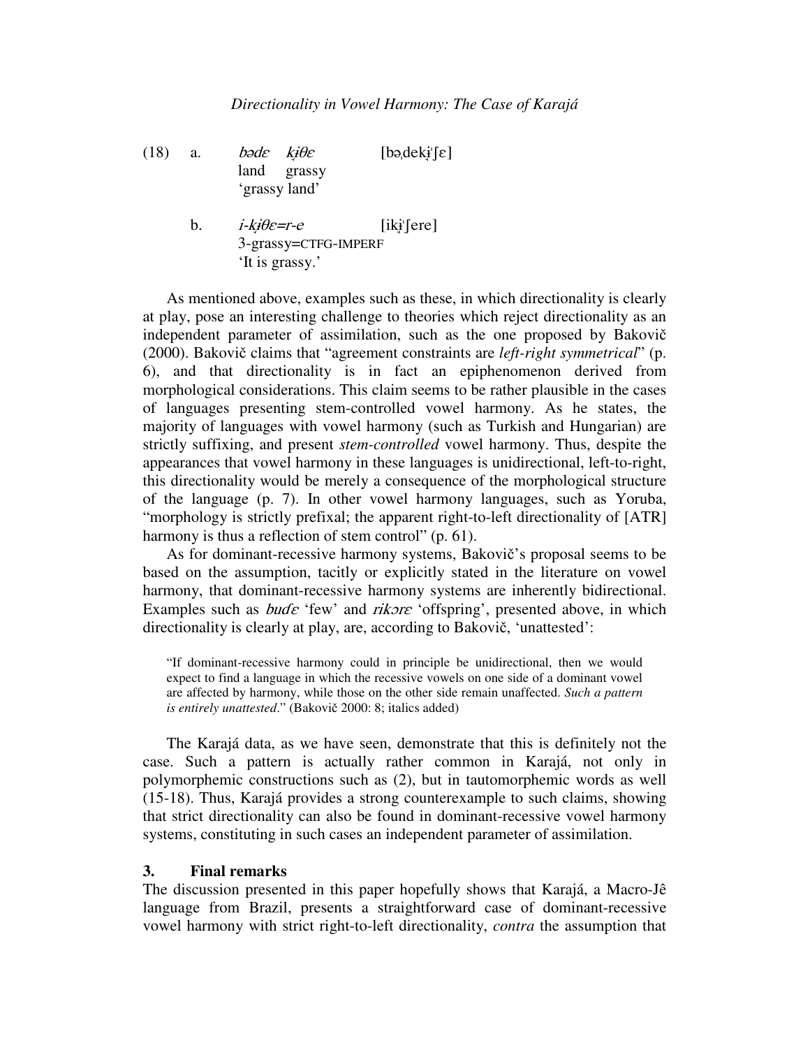(18) a. *bədɛ kɨ̥θɛ* [bəˌdekɨ̥ˈʃɛ]
land grassy
'grassy land'

b. *i-kɨ̥θɛ=r-e* [ikɨ̥ˈʃere]
3-grassy=CTFG-IMPERF
'It is grassy.'

As mentioned above, examples such as these, in which directionality is clearly at play, pose an interesting challenge to theories which reject directionality as an independent parameter of assimilation, such as the one proposed by Bakovič (2000). Bakovič claims that "agreement constraints are *left-right symmetrical*" (p. 6), and that directionality is in fact an epiphenomenon derived from morphological considerations. This claim seems to be rather plausible in the cases of languages presenting stem-controlled vowel harmony. As he states, the majority of languages with vowel harmony (such as Turkish and Hungarian) are strictly suffixing, and present *stem-controlled* vowel harmony. Thus, despite the appearances that vowel harmony in these languages is unidirectional, left-to-right, this directionality would be merely a consequence of the morphological structure of the language (p. 7). In other vowel harmony languages, such as Yoruba, "morphology is strictly prefixal; the apparent right-to-left directionality of [ATR] harmony is thus a reflection of stem control" (p. 61).

As for dominant-recessive harmony systems, Bakovič's proposal seems to be based on the assumption, tacitly or explicitly stated in the literature on vowel harmony, that dominant-recessive harmony systems are inherently bidirectional. Examples such as *buɗɛ* 'few' and *rikɔrɛ* 'offspring', presented above, in which directionality is clearly at play, are, according to Bakovič, 'unattested':

> "If dominant-recessive harmony could in principle be unidirectional, then we would expect to find a language in which the recessive vowels on one side of a dominant vowel are affected by harmony, while those on the other side remain unaffected. *Such a pattern is entirely unattested*." (Bakovič 2000: 8; italics added)

The Karajá data, as we have seen, demonstrate that this is definitely not the case. Such a pattern is actually rather common in Karajá, not only in polymorphemic constructions such as (2), but in tautomorphemic words as well (15-18). Thus, Karajá provides a strong counterexample to such claims, showing that strict directionality can also be found in dominant-recessive vowel harmony systems, constituting in such cases an independent parameter of assimilation.

## 3. Final remarks

The discussion presented in this paper hopefully shows that Karajá, a Macro-Jê language from Brazil, presents a straightforward case of dominant-recessive vowel harmony with strict right-to-left directionality, *contra* the assumption that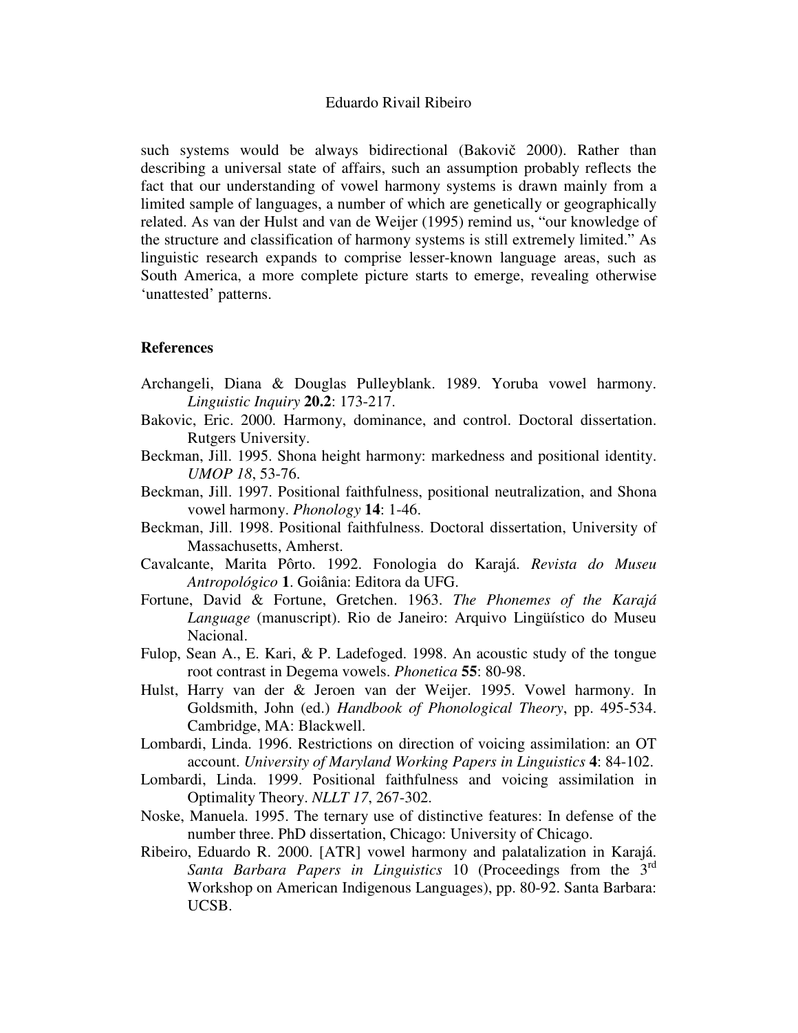such systems would be always bidirectional (Bakovič 2000). Rather than describing a universal state of affairs, such an assumption probably reflects the fact that our understanding of vowel harmony systems is drawn mainly from a limited sample of languages, a number of which are genetically or geographically related. As van der Hulst and van de Weijer (1995) remind us, "our knowledge of the structure and classification of harmony systems is still extremely limited." As linguistic research expands to comprise lesser-known language areas, such as South America, a more complete picture starts to emerge, revealing otherwise 'unattested' patterns.

## References

Archangeli, Diana & Douglas Pulleyblank. 1989. Yoruba vowel harmony. *Linguistic Inquiry* **20.2**: 173-217.

Bakovic, Eric. 2000. Harmony, dominance, and control. Doctoral dissertation. Rutgers University.

Beckman, Jill. 1995. Shona height harmony: markedness and positional identity. *UMOP 18*, 53-76.

Beckman, Jill. 1997. Positional faithfulness, positional neutralization, and Shona vowel harmony. *Phonology* **14**: 1-46.

Beckman, Jill. 1998. Positional faithfulness. Doctoral dissertation, University of Massachusetts, Amherst.

Cavalcante, Marita Pôrto. 1992. Fonologia do Karajá. *Revista do Museu Antropológico* **1**. Goiânia: Editora da UFG.

Fortune, David & Fortune, Gretchen. 1963. *The Phonemes of the Karajá Language* (manuscript). Rio de Janeiro: Arquivo Lingüístico do Museu Nacional.

Fulop, Sean A., E. Kari, & P. Ladefoged. 1998. An acoustic study of the tongue root contrast in Degema vowels. *Phonetica* **55**: 80-98.

Hulst, Harry van der & Jeroen van der Weijer. 1995. Vowel harmony. In Goldsmith, John (ed.) *Handbook of Phonological Theory*, pp. 495-534. Cambridge, MA: Blackwell.

Lombardi, Linda. 1996. Restrictions on direction of voicing assimilation: an OT account. *University of Maryland Working Papers in Linguistics* **4**: 84-102.

Lombardi, Linda. 1999. Positional faithfulness and voicing assimilation in Optimality Theory. *NLLT 17*, 267-302.

Noske, Manuela. 1995. The ternary use of distinctive features: In defense of the number three. PhD dissertation, Chicago: University of Chicago.

Ribeiro, Eduardo R. 2000. [ATR] vowel harmony and palatalization in Karajá. *Santa Barbara Papers in Linguistics* 10 (Proceedings from the 3rd Workshop on American Indigenous Languages), pp. 80-92. Santa Barbara: UCSB.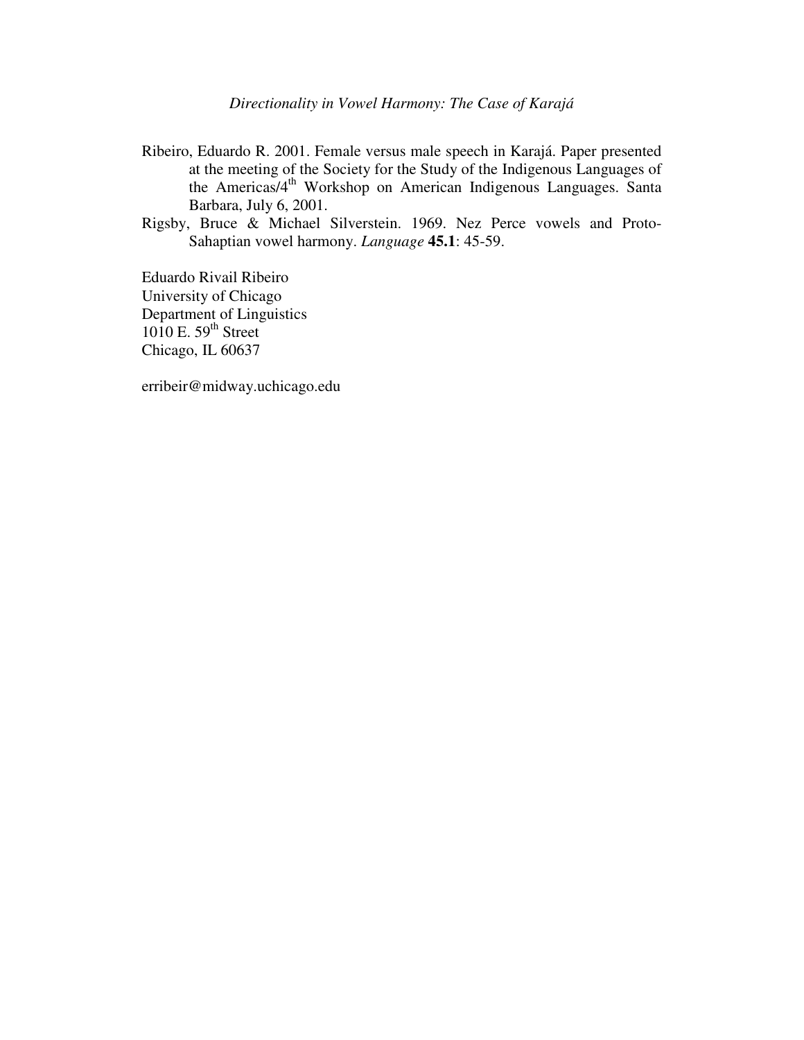Ribeiro, Eduardo R. 2001. Female versus male speech in Karajá. Paper presented at the meeting of the Society for the Study of the Indigenous Languages of the Americas/4th Workshop on American Indigenous Languages. Santa Barbara, July 6, 2001.

Rigsby, Bruce & Michael Silverstein. 1969. Nez Perce vowels and Proto-Sahaptian vowel harmony. *Language* **45.1**: 45-59.

Eduardo Rivail Ribeiro
University of Chicago
Department of Linguistics
1010 E. 59th Street
Chicago, IL 60637

erribeir@midway.uchicago.edu